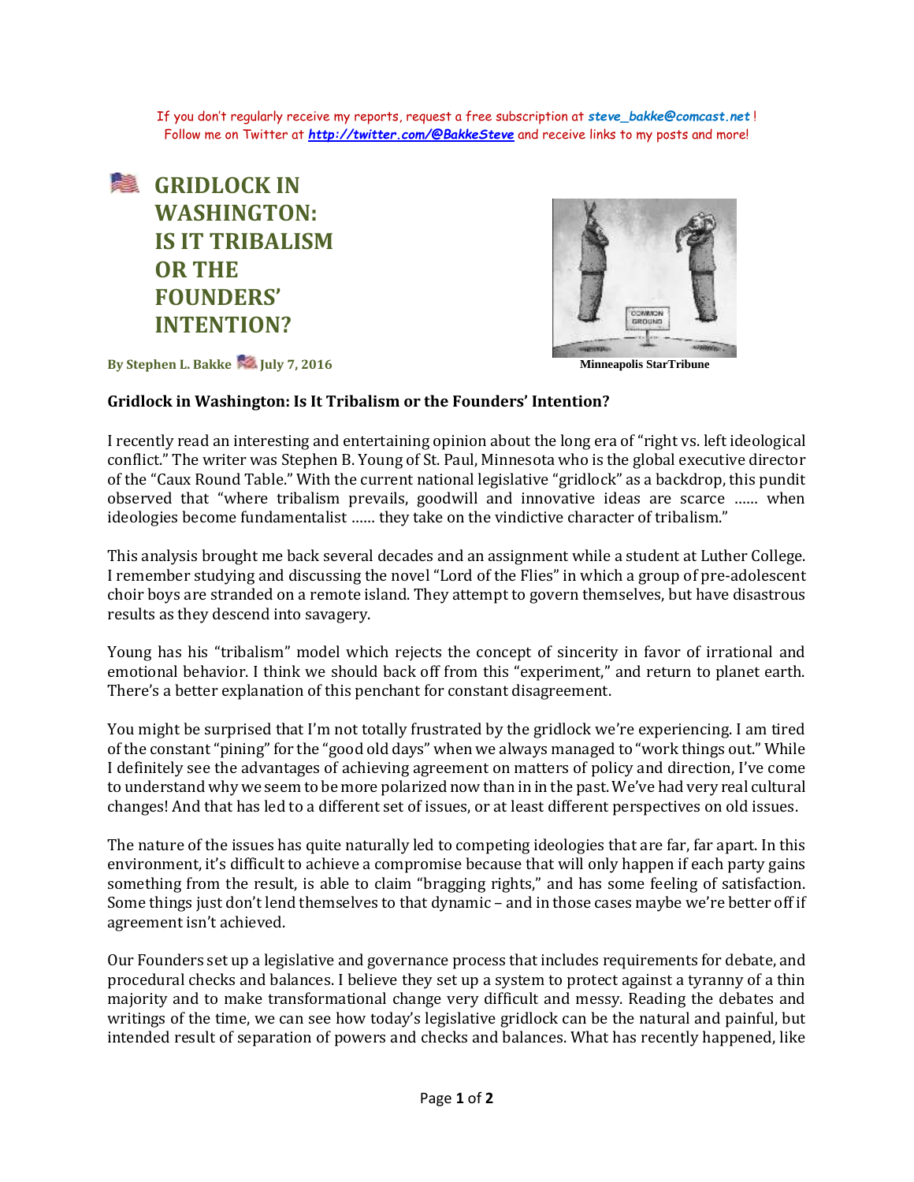If you don't regularly receive my reports, request a free subscription at ***steve_bakke@comcast.net*** !
Follow me on Twitter at ***http://twitter.com/@BakkeSteve*** and receive links to my posts and more!

# GRIDLOCK IN WASHINGTON: IS IT TRIBALISM OR THE FOUNDERS' INTENTION?

**By Stephen L. Bakke July 7, 2016**

**Minneapolis StarTribune**

**Gridlock in Washington: Is It Tribalism or the Founders' Intention?**

I recently read an interesting and entertaining opinion about the long era of "right vs. left ideological conflict." The writer was Stephen B. Young of St. Paul, Minnesota who is the global executive director of the "Caux Round Table." With the current national legislative "gridlock" as a backdrop, this pundit observed that "where tribalism prevails, goodwill and innovative ideas are scarce …… when ideologies become fundamentalist …… they take on the vindictive character of tribalism."

This analysis brought me back several decades and an assignment while a student at Luther College. I remember studying and discussing the novel "Lord of the Flies" in which a group of pre-adolescent choir boys are stranded on a remote island. They attempt to govern themselves, but have disastrous results as they descend into savagery.

Young has his "tribalism" model which rejects the concept of sincerity in favor of irrational and emotional behavior. I think we should back off from this "experiment," and return to planet earth. There's a better explanation of this penchant for constant disagreement.

You might be surprised that I'm not totally frustrated by the gridlock we're experiencing. I am tired of the constant "pining" for the "good old days" when we always managed to "work things out." While I definitely see the advantages of achieving agreement on matters of policy and direction, I've come to understand why we seem to be more polarized now than in in the past. We've had very real cultural changes! And that has led to a different set of issues, or at least different perspectives on old issues.

The nature of the issues has quite naturally led to competing ideologies that are far, far apart. In this environment, it's difficult to achieve a compromise because that will only happen if each party gains something from the result, is able to claim "bragging rights," and has some feeling of satisfaction. Some things just don't lend themselves to that dynamic – and in those cases maybe we're better off if agreement isn't achieved.

Our Founders set up a legislative and governance process that includes requirements for debate, and procedural checks and balances. I believe they set up a system to protect against a tyranny of a thin majority and to make transformational change very difficult and messy. Reading the debates and writings of the time, we can see how today's legislative gridlock can be the natural and painful, but intended result of separation of powers and checks and balances. What has recently happened, like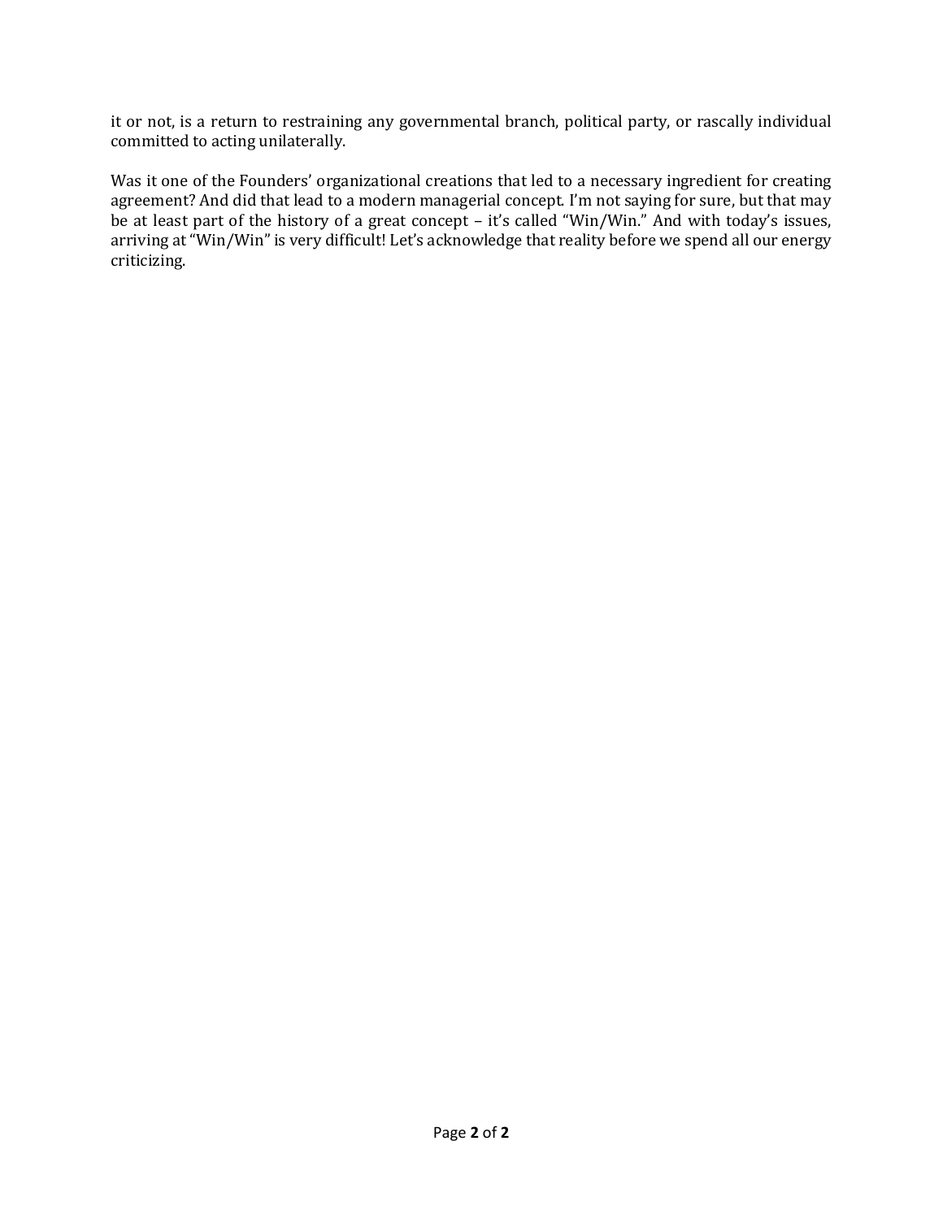it or not, is a return to restraining any governmental branch, political party, or rascally individual committed to acting unilaterally.

Was it one of the Founders' organizational creations that led to a necessary ingredient for creating agreement? And did that lead to a modern managerial concept. I'm not saying for sure, but that may be at least part of the history of a great concept – it's called "Win/Win." And with today's issues, arriving at "Win/Win" is very difficult! Let's acknowledge that reality before we spend all our energy criticizing.